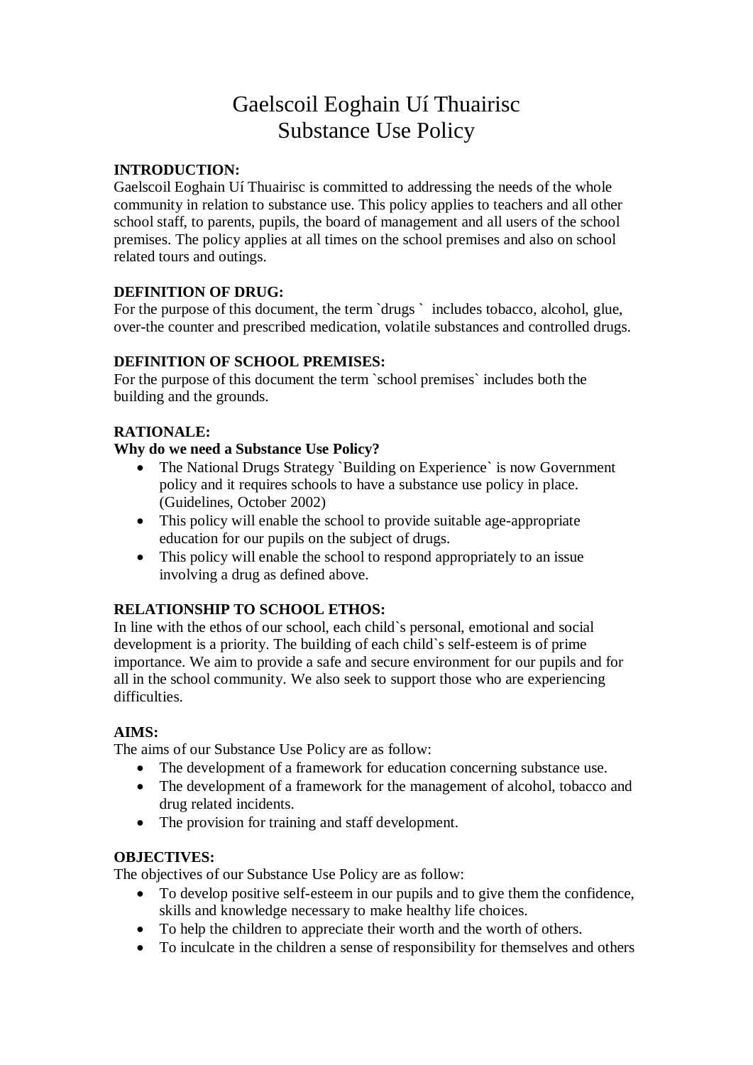# Gaelscoil Eoghain Uí Thuairisc
# Substance Use Policy

**INTRODUCTION:**
Gaelscoil Eoghain Uí Thuairisc is committed to addressing the needs of the whole community in relation to substance use. This policy applies to teachers and all other school staff, to parents, pupils, the board of management and all users of the school premises. The policy applies at all times on the school premises and also on school related tours and outings.

**DEFINITION OF DRUG:**
For the purpose of this document, the term `drugs ` includes tobacco, alcohol, glue, over-the counter and prescribed medication, volatile substances and controlled drugs.

**DEFINITION OF SCHOOL PREMISES:**
For the purpose of this document the term `school premises` includes both the building and the grounds.

**RATIONALE:**
**Why do we need a Substance Use Policy?**

- The National Drugs Strategy `Building on Experience` is now Government policy and it requires schools to have a substance use policy in place. (Guidelines, October 2002)
- This policy will enable the school to provide suitable age-appropriate education for our pupils on the subject of drugs.
- This policy will enable the school to respond appropriately to an issue involving a drug as defined above.

**RELATIONSHIP TO SCHOOL ETHOS:**
In line with the ethos of our school, each child`s personal, emotional and social development is a priority. The building of each child`s self-esteem is of prime importance. We aim to provide a safe and secure environment for our pupils and for all in the school community. We also seek to support those who are experiencing difficulties.

**AIMS:**
The aims of our Substance Use Policy are as follow:

- The development of a framework for education concerning substance use.
- The development of a framework for the management of alcohol, tobacco and drug related incidents.
- The provision for training and staff development.

**OBJECTIVES:**
The objectives of our Substance Use Policy are as follow:

- To develop positive self-esteem in our pupils and to give them the confidence, skills and knowledge necessary to make healthy life choices.
- To help the children to appreciate their worth and the worth of others.
- To inculcate in the children a sense of responsibility for themselves and others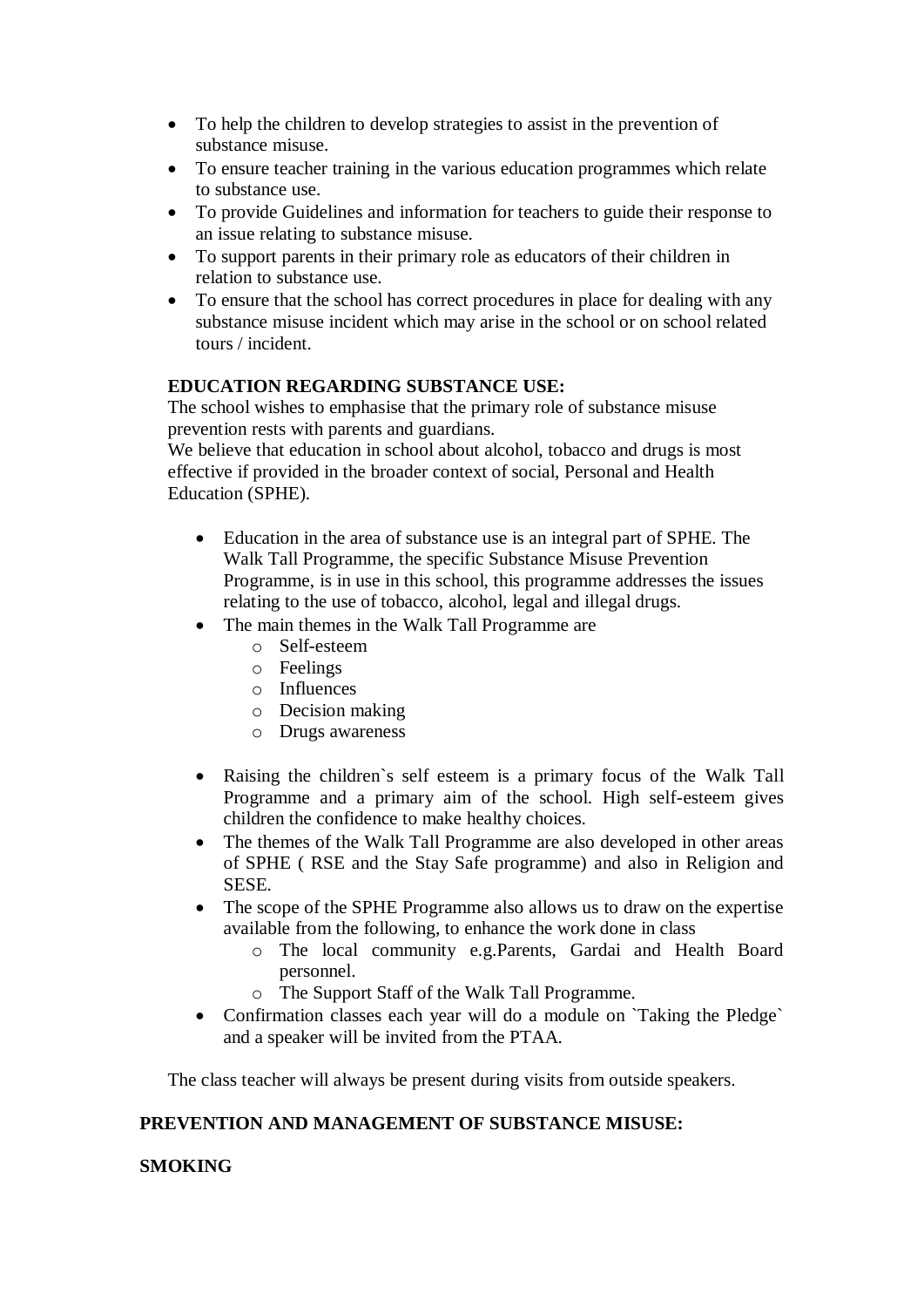- To help the children to develop strategies to assist in the prevention of substance misuse.
- To ensure teacher training in the various education programmes which relate to substance use.
- To provide Guidelines and information for teachers to guide their response to an issue relating to substance misuse.
- To support parents in their primary role as educators of their children in relation to substance use.
- To ensure that the school has correct procedures in place for dealing with any substance misuse incident which may arise in the school or on school related tours / incident.

**EDUCATION REGARDING SUBSTANCE USE:**

The school wishes to emphasise that the primary role of substance misuse prevention rests with parents and guardians.

We believe that education in school about alcohol, tobacco and drugs is most effective if provided in the broader context of social, Personal and Health Education (SPHE).

- Education in the area of substance use is an integral part of SPHE. The Walk Tall Programme, the specific Substance Misuse Prevention Programme, is in use in this school, this programme addresses the issues relating to the use of tobacco, alcohol, legal and illegal drugs.
- The main themes in the Walk Tall Programme are
  - Self-esteem
  - Feelings
  - Influences
  - Decision making
  - Drugs awareness
- Raising the children`s self esteem is a primary focus of the Walk Tall Programme and a primary aim of the school. High self-esteem gives children the confidence to make healthy choices.
- The themes of the Walk Tall Programme are also developed in other areas of SPHE ( RSE and the Stay Safe programme) and also in Religion and SESE.
- The scope of the SPHE Programme also allows us to draw on the expertise available from the following, to enhance the work done in class
  - The local community e.g.Parents, Gardai and Health Board personnel.
  - The Support Staff of the Walk Tall Programme.
- Confirmation classes each year will do a module on `Taking the Pledge` and a speaker will be invited from the PTAA.

The class teacher will always be present during visits from outside speakers.

**PREVENTION AND MANAGEMENT OF SUBSTANCE MISUSE:**

**SMOKING**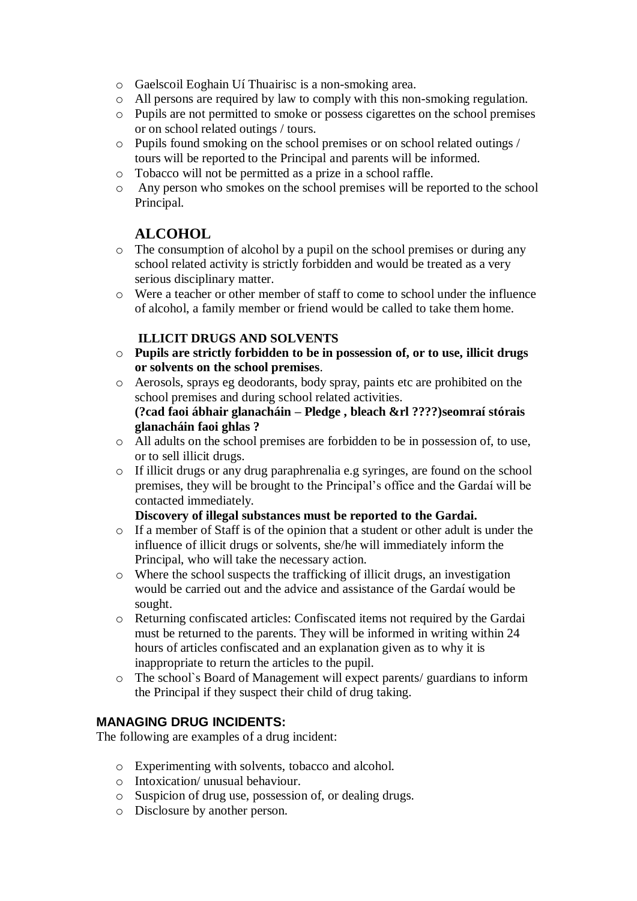- Gaelscoil Eoghain Uí Thuairisc is a non-smoking area.
- All persons are required by law to comply with this non-smoking regulation.
- Pupils are not permitted to smoke or possess cigarettes on the school premises or on school related outings / tours.
- Pupils found smoking on the school premises or on school related outings / tours will be reported to the Principal and parents will be informed.
- Tobacco will not be permitted as a prize in a school raffle.
- Any person who smokes on the school premises will be reported to the school Principal.

## ALCOHOL

- The consumption of alcohol by a pupil on the school premises or during any school related activity is strictly forbidden and would be treated as a very serious disciplinary matter.
- Were a teacher or other member of staff to come to school under the influence of alcohol, a family member or friend would be called to take them home.

### ILLICIT DRUGS AND SOLVENTS

- **Pupils are strictly forbidden to be in possession of, or to use, illicit drugs or solvents on the school premises**.
- Aerosols, sprays eg deodorants, body spray, paints etc are prohibited on the school premises and during school related activities.
  **(?cad faoi ábhair glanacháin – Pledge , bleach &rl ????)seomraí stórais glanacháin faoi ghlas ?**
- All adults on the school premises are forbidden to be in possession of, to use, or to sell illicit drugs.
- If illicit drugs or any drug paraphrenalia e.g syringes, are found on the school premises, they will be brought to the Principal's office and the Gardaí will be contacted immediately.
  **Discovery of illegal substances must be reported to the Gardai.**
- If a member of Staff is of the opinion that a student or other adult is under the influence of illicit drugs or solvents, she/he will immediately inform the Principal, who will take the necessary action.
- Where the school suspects the trafficking of illicit drugs, an investigation would be carried out and the advice and assistance of the Gardaí would be sought.
- Returning confiscated articles: Confiscated items not required by the Gardai must be returned to the parents. They will be informed in writing within 24 hours of articles confiscated and an explanation given as to why it is inappropriate to return the articles to the pupil.
- The school`s Board of Management will expect parents/ guardians to inform the Principal if they suspect their child of drug taking.

### MANAGING DRUG INCIDENTS:

The following are examples of a drug incident:

- Experimenting with solvents, tobacco and alcohol.
- Intoxication/ unusual behaviour.
- Suspicion of drug use, possession of, or dealing drugs.
- Disclosure by another person.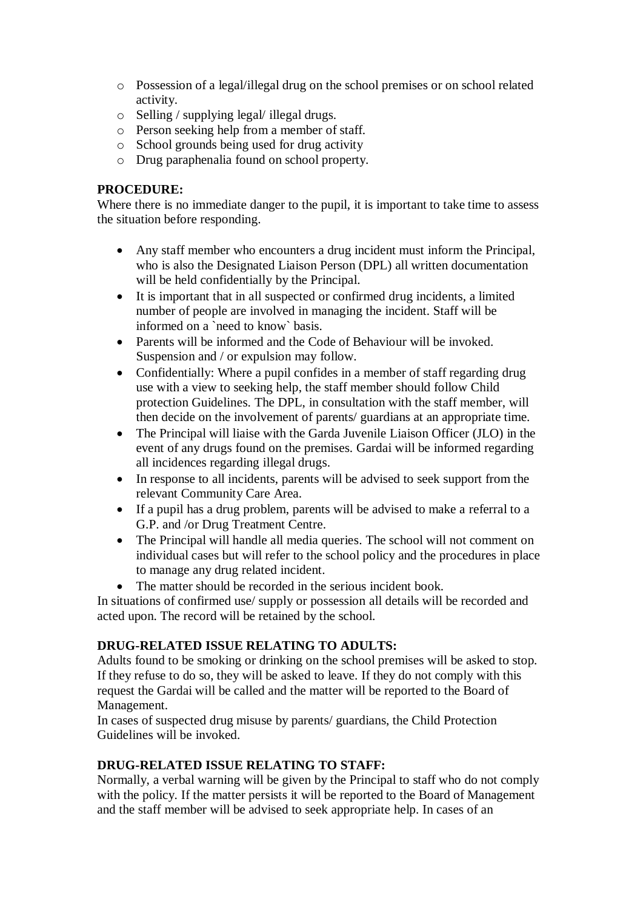- Possession of a legal/illegal drug on the school premises or on school related activity.
- Selling / supplying legal/ illegal drugs.
- Person seeking help from a member of staff.
- School grounds being used for drug activity
- Drug paraphenalia found on school property.

**PROCEDURE:**
Where there is no immediate danger to the pupil, it is important to take time to assess the situation before responding.

- Any staff member who encounters a drug incident must inform the Principal, who is also the Designated Liaison Person (DPL) all written documentation will be held confidentially by the Principal.
- It is important that in all suspected or confirmed drug incidents, a limited number of people are involved in managing the incident. Staff will be informed on a `need to know` basis.
- Parents will be informed and the Code of Behaviour will be invoked. Suspension and / or expulsion may follow.
- Confidentially: Where a pupil confides in a member of staff regarding drug use with a view to seeking help, the staff member should follow Child protection Guidelines. The DPL, in consultation with the staff member, will then decide on the involvement of parents/ guardians at an appropriate time.
- The Principal will liaise with the Garda Juvenile Liaison Officer (JLO) in the event of any drugs found on the premises. Gardai will be informed regarding all incidences regarding illegal drugs.
- In response to all incidents, parents will be advised to seek support from the relevant Community Care Area.
- If a pupil has a drug problem, parents will be advised to make a referral to a G.P. and /or Drug Treatment Centre.
- The Principal will handle all media queries. The school will not comment on individual cases but will refer to the school policy and the procedures in place to manage any drug related incident.
- The matter should be recorded in the serious incident book.

In situations of confirmed use/ supply or possession all details will be recorded and acted upon. The record will be retained by the school.

**DRUG-RELATED ISSUE RELATING TO ADULTS:**
Adults found to be smoking or drinking on the school premises will be asked to stop. If they refuse to do so, they will be asked to leave. If they do not comply with this request the Gardai will be called and the matter will be reported to the Board of Management.
In cases of suspected drug misuse by parents/ guardians, the Child Protection Guidelines will be invoked.

**DRUG-RELATED ISSUE RELATING TO STAFF:**
Normally, a verbal warning will be given by the Principal to staff who do not comply with the policy. If the matter persists it will be reported to the Board of Management and the staff member will be advised to seek appropriate help. In cases of an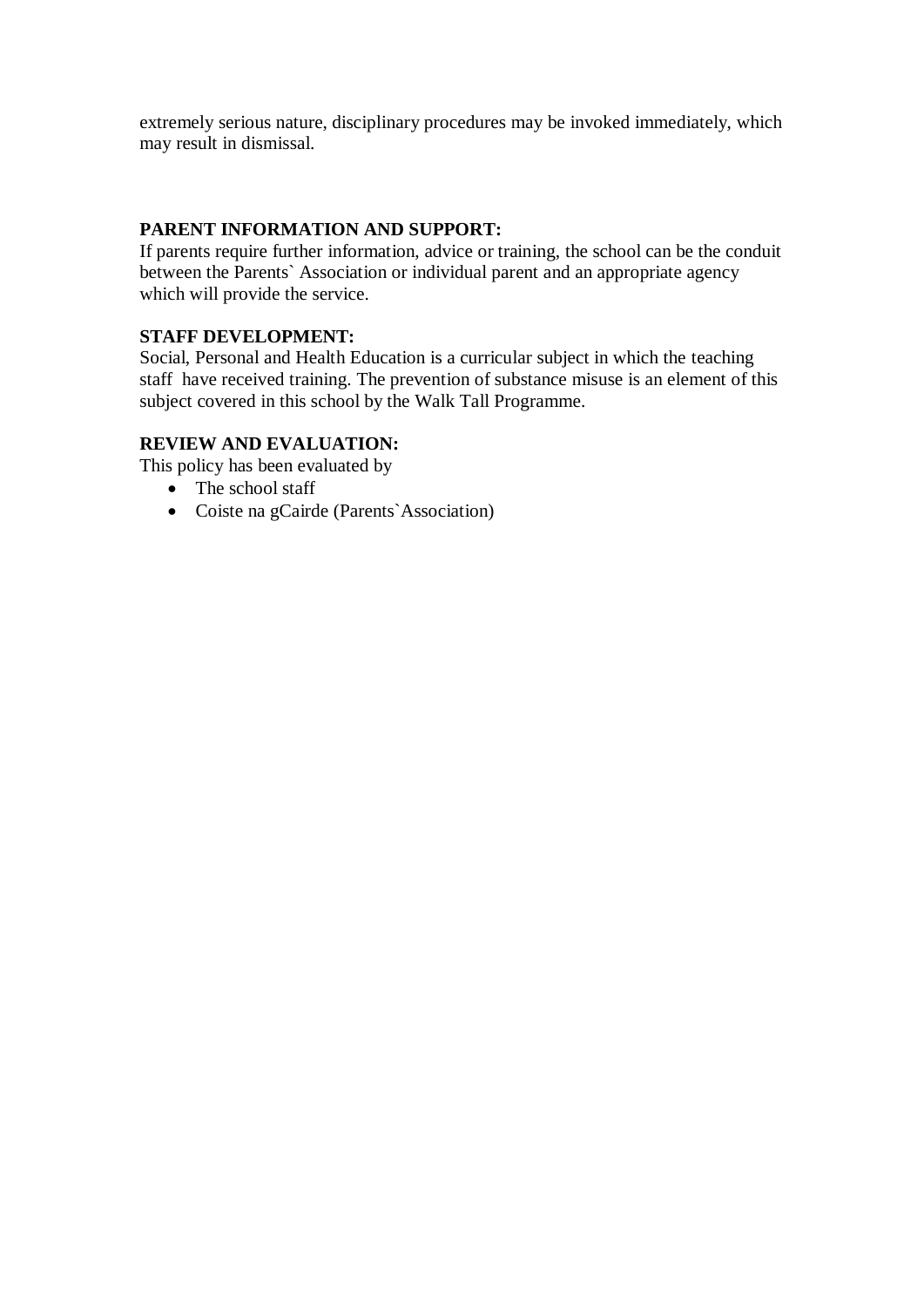extremely serious nature, disciplinary procedures may be invoked immediately, which may result in dismissal.

**PARENT INFORMATION AND SUPPORT:**
If parents require further information, advice or training, the school can be the conduit between the Parents` Association or individual parent and an appropriate agency which will provide the service.

**STAFF DEVELOPMENT:**
Social, Personal and Health Education is a curricular subject in which the teaching staff have received training. The prevention of substance misuse is an element of this subject covered in this school by the Walk Tall Programme.

**REVIEW AND EVALUATION:**
This policy has been evaluated by

- The school staff
- Coiste na gCairde (Parents`Association)